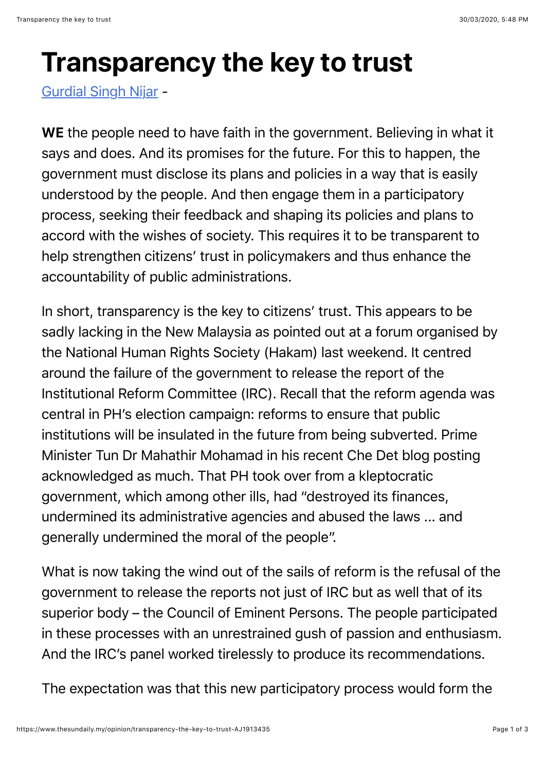# Transparency the key to trust

Gurdial Singh Nijar -

**WE** the people need to have faith in the government. Believing in what it says and does. And its promises for the future. For this to happen, the government must disclose its plans and policies in a way that is easily understood by the people. And then engage them in a participatory process, seeking their feedback and shaping its policies and plans to accord with the wishes of society. This requires it to be transparent to help strengthen citizens' trust in policymakers and thus enhance the accountability of public administrations.

In short, transparency is the key to citizens' trust. This appears to be sadly lacking in the New Malaysia as pointed out at a forum organised by the National Human Rights Society (Hakam) last weekend. It centred around the failure of the government to release the report of the Institutional Reform Committee (IRC). Recall that the reform agenda was central in PH's election campaign: reforms to ensure that public institutions will be insulated in the future from being subverted. Prime Minister Tun Dr Mahathir Mohamad in his recent Che Det blog posting acknowledged as much. That PH took over from a kleptocratic government, which among other ills, had "destroyed its finances, undermined its administrative agencies and abused the laws ... and generally undermined the moral of the people".

What is now taking the wind out of the sails of reform is the refusal of the government to release the reports not just of IRC but as well that of its superior body – the Council of Eminent Persons. The people participated in these processes with an unrestrained gush of passion and enthusiasm. And the IRC's panel worked tirelessly to produce its recommendations.

The expectation was that this new participatory process would form the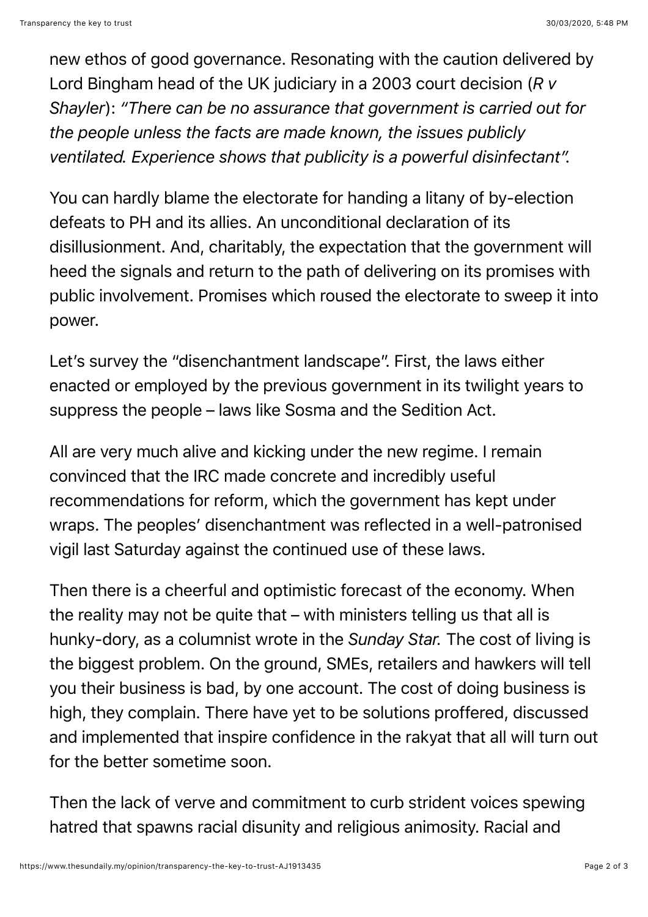new ethos of good governance. Resonating with the caution delivered by Lord Bingham head of the UK judiciary in a 2003 court decision (*R v Shayler*): *"There can be no assurance that government is carried out for the people unless the facts are made known, the issues publicly ventilated. Experience shows that publicity is a powerful disinfectant".*

You can hardly blame the electorate for handing a litany of by-election defeats to PH and its allies. An unconditional declaration of its disillusionment. And, charitably, the expectation that the government will heed the signals and return to the path of delivering on its promises with public involvement. Promises which roused the electorate to sweep it into power.

Let's survey the "disenchantment landscape". First, the laws either enacted or employed by the previous government in its twilight years to suppress the people – laws like Sosma and the Sedition Act.

All are very much alive and kicking under the new regime. I remain convinced that the IRC made concrete and incredibly useful recommendations for reform, which the government has kept under wraps. The peoples' disenchantment was reflected in a well-patronised vigil last Saturday against the continued use of these laws.

Then there is a cheerful and optimistic forecast of the economy. When the reality may not be quite that – with ministers telling us that all is hunky-dory, as a columnist wrote in the *Sunday Star*. The cost of living is the biggest problem. On the ground, SMEs, retailers and hawkers will tell you their business is bad, by one account. The cost of doing business is high, they complain. There have yet to be solutions proffered, discussed and implemented that inspire confidence in the rakyat that all will turn out for the better sometime soon.

Then the lack of verve and commitment to curb strident voices spewing hatred that spawns racial disunity and religious animosity. Racial and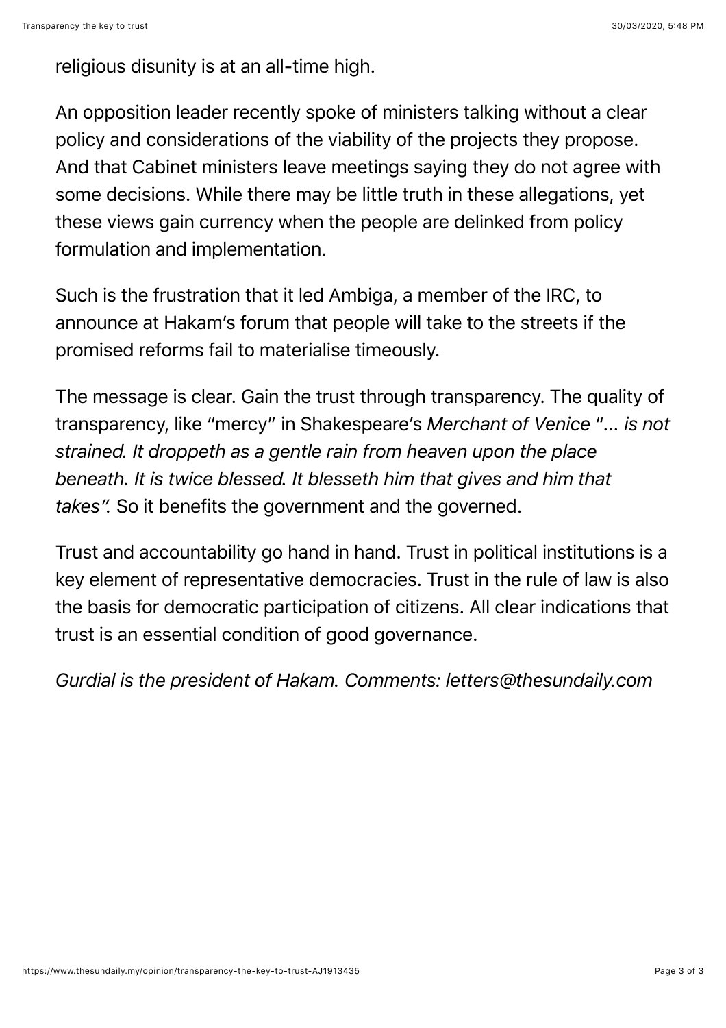religious disunity is at an all-time high.

An opposition leader recently spoke of ministers talking without a clear policy and considerations of the viability of the projects they propose. And that Cabinet ministers leave meetings saying they do not agree with some decisions. While there may be little truth in these allegations, yet these views gain currency when the people are delinked from policy formulation and implementation.

Such is the frustration that it led Ambiga, a member of the IRC, to announce at Hakam's forum that people will take to the streets if the promised reforms fail to materialise timeously.

The message is clear. Gain the trust through transparency. The quality of transparency, like "mercy" in Shakespeare's *Merchant of Venice* "*... is not strained. It droppeth as a gentle rain from heaven upon the place beneath. It is twice blessed. It blesseth him that gives and him that takes".* So it benefits the government and the governed.

Trust and accountability go hand in hand. Trust in political institutions is a key element of representative democracies. Trust in the rule of law is also the basis for democratic participation of citizens. All clear indications that trust is an essential condition of good governance.

*Gurdial is the president of Hakam. Comments: letters@thesundaily.com*